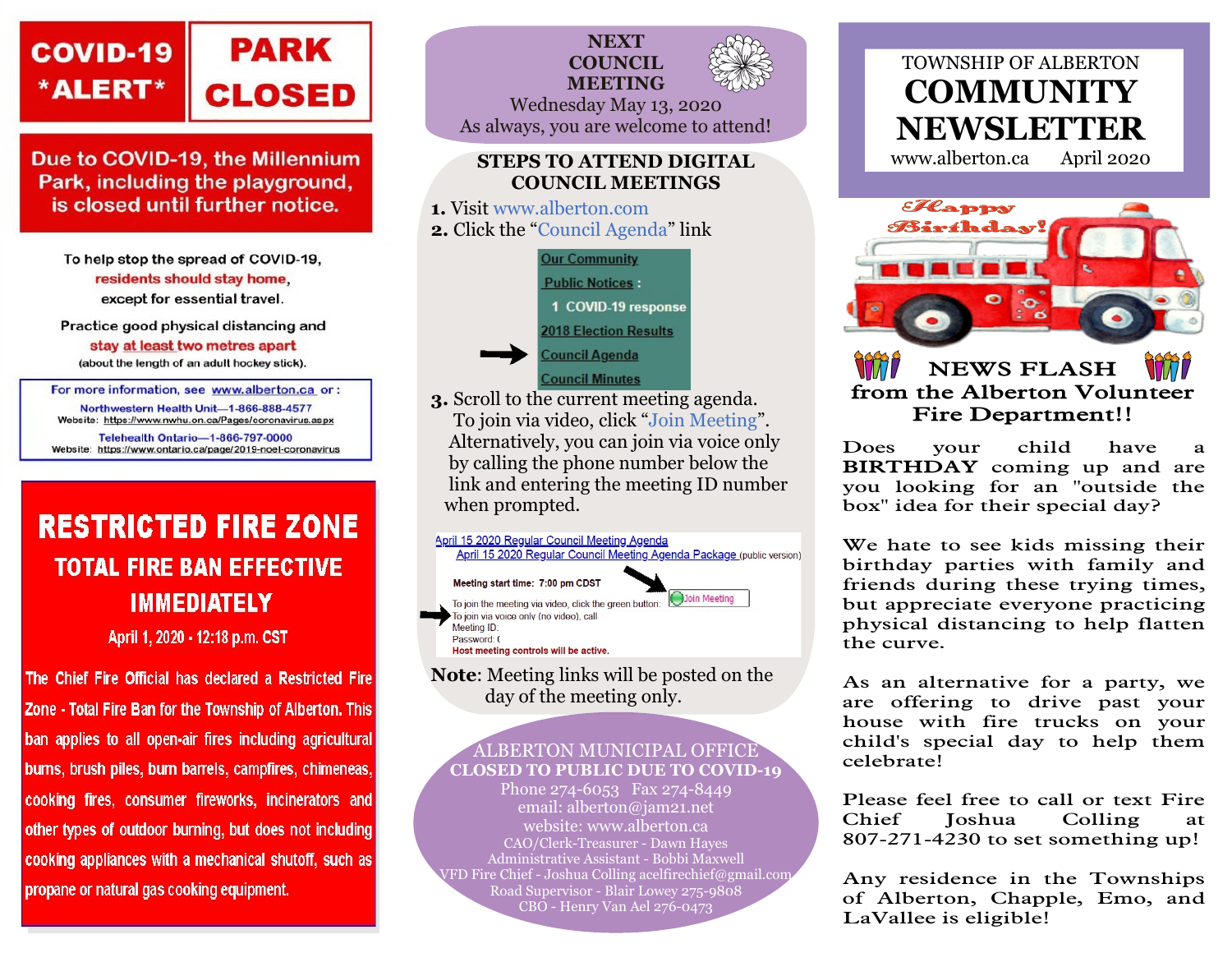# COVID-19 *ALERT* — PARK CLOSED

**Due to COVID-19, the Millennium Park, including the playground, is closed until further notice.**

To help stop the spread of COVID-19, **residents should stay home**, except for essential travel.

Practice good physical distancing and **stay at least two metres apart** (about the length of an adult hockey stick).

For more information, see www.alberton.ca or :

Northwestern Health Unit—1-866-888-4577
Website: https://www.nwhu.on.ca/Pages/coronavirus.aspx

Telehealth Ontario—1-866-797-0000
Website: https://www.ontario.ca/page/2019-noel-coronavirus

# RESTRICTED FIRE ZONE

## TOTAL FIRE BAN EFFECTIVE IMMEDIATELY

**April 1, 2020 - 12:18 p.m. CST**

The Chief Fire Official has declared a Restricted Fire Zone - Total Fire Ban for the Township of Alberton. This ban applies to all open-air fires including agricultural burns, brush piles, burn barrels, campfires, chimeneas, cooking fires, consumer fireworks, incinerators and other types of outdoor burning, but does not including cooking appliances with a mechanical shutoff, such as propane or natural gas cooking equipment.

## NEXT COUNCIL MEETING

Wednesday May 13, 2020
As always, you are welcome to attend!

## STEPS TO ATTEND DIGITAL COUNCIL MEETINGS

1. Visit www.alberton.com
2. Click the "Council Agenda" link

   - Our Community
   - Public Notices :
     - 1 COVID-19 response
   - 2018 Election Results
   - Council Agenda
   - Council Minutes

3. Scroll to the current meeting agenda. To join via video, click "Join Meeting". Alternatively, you can join via voice only by calling the phone number below the link and entering the meeting ID number when prompted.

   April 15 2020 Regular Council Meeting Agenda
   April 15 2020 Regular Council Meeting Agenda Package (public version)

   Meeting start time: 7:00 pm CDST

   To join the meeting via video, click the green button: Join Meeting
   To join via voice only (no video), call
   Meeting ID:
   Password: (
   Host meeting controls will be active.

**Note**: Meeting links will be posted on the day of the meeting only.

## ALBERTON MUNICIPAL OFFICE CLOSED TO PUBLIC DUE TO COVID-19

Phone 274-6053 Fax 274-8449
email: alberton@jam21.net
website: www.alberton.ca
CAO/Clerk-Treasurer - Dawn Hayes
Administrative Assistant - Bobbi Maxwell
VFD Fire Chief - Joshua Colling acelfirechief@gmail.com
Road Supervisor - Blair Lowey 275-9808
CBO - Henry Van Ael 276-0473

# TOWNSHIP OF ALBERTON COMMUNITY NEWSLETTER

www.alberton.ca April 2020

Happy Birthday!

## NEWS FLASH from the Alberton Volunteer Fire Department!!

Does your child have a **BIRTHDAY** coming up and are you looking for an "outside the box" idea for their special day?

We hate to see kids missing their birthday parties with family and friends during these trying times, but appreciate everyone practicing physical distancing to help flatten the curve.

As an alternative for a party, we are offering to drive past your house with fire trucks on your child's special day to help them celebrate!

Please feel free to call or text Fire Chief Joshua Colling at 807-271-4230 to set something up!

Any residence in the Townships of Alberton, Chapple, Emo, and LaVallee is eligible!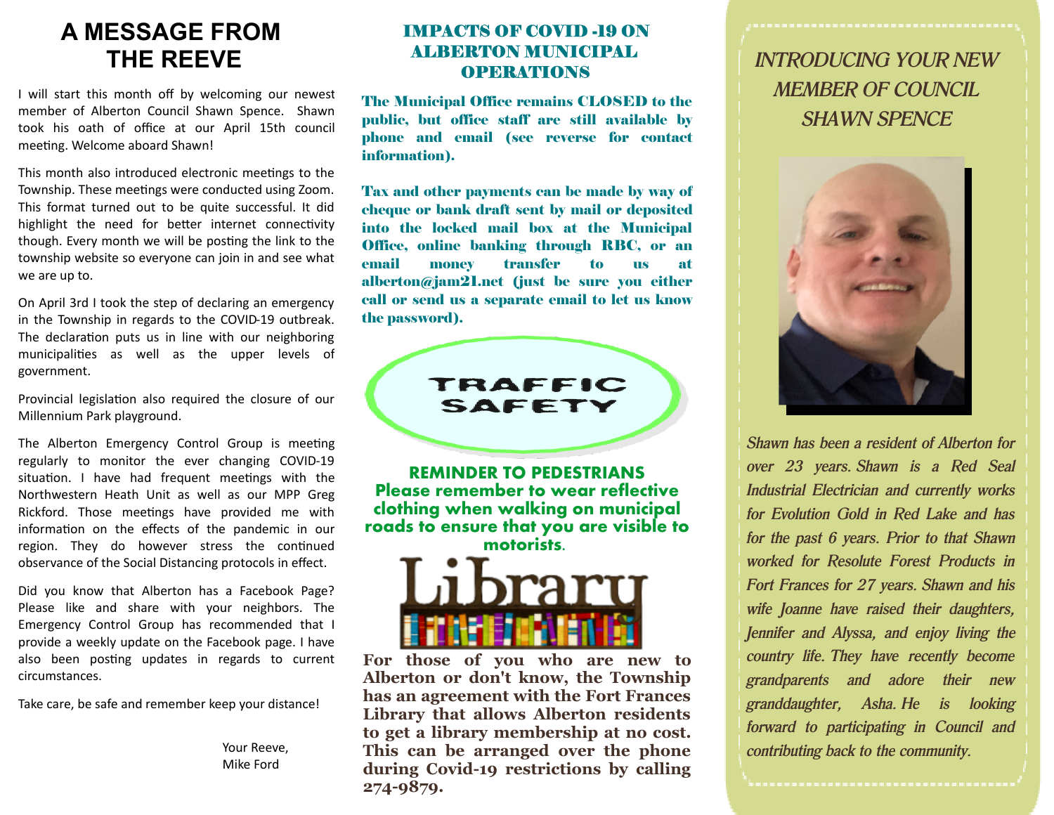# A MESSAGE FROM THE REEVE

I will start this month off by welcoming our newest member of Alberton Council Shawn Spence. Shawn took his oath of office at our April 15th council meeting. Welcome aboard Shawn!

This month also introduced electronic meetings to the Township. These meetings were conducted using Zoom. This format turned out to be quite successful. It did highlight the need for better internet connectivity though. Every month we will be posting the link to the township website so everyone can join in and see what we are up to.

On April 3rd I took the step of declaring an emergency in the Township in regards to the COVID-19 outbreak. The declaration puts us in line with our neighboring municipalities as well as the upper levels of government.

Provincial legislation also required the closure of our Millennium Park playground.

The Alberton Emergency Control Group is meeting regularly to monitor the ever changing COVID-19 situation. I have had frequent meetings with the Northwestern Heath Unit as well as our MPP Greg Rickford. Those meetings have provided me with information on the effects of the pandemic in our region. They do however stress the continued observance of the Social Distancing protocols in effect.

Did you know that Alberton has a Facebook Page? Please like and share with your neighbors. The Emergency Control Group has recommended that I provide a weekly update on the Facebook page. I have also been posting updates in regards to current circumstances.

Take care, be safe and remember keep your distance!

Your Reeve,
Mike Ford

## IMPACTS OF COVID -19 ON ALBERTON MUNICIPAL OPERATIONS

**The Municipal Office remains CLOSED to the public, but office staff are still available by phone and email (see reverse for contact information).**

**Tax and other payments can be made by way of cheque or bank draft sent by mail or deposited into the locked mail box at the Municipal Office, online banking through RBC, or an email money transfer to us at alberton@jam21.net (just be sure you either call or send us a separate email to let us know the password).**

## TRAFFIC SAFETY

**REMINDER TO PEDESTRIANS**
**Please remember to wear reflective clothing when walking on municipal roads to ensure that you are visible to motorists.**

## Library

**For those of you who are new to Alberton or don't know, the Township has an agreement with the Fort Frances Library that allows Alberton residents to get a library membership at no cost. This can be arranged over the phone during Covid-19 restrictions by calling 274-9879.**

## *INTRODUCING YOUR NEW MEMBER OF COUNCIL SHAWN SPENCE*

*Shawn has been a resident of Alberton for over 23 years. Shawn is a Red Seal Industrial Electrician and currently works for Evolution Gold in Red Lake and has for the past 6 years. Prior to that Shawn worked for Resolute Forest Products in Fort Frances for 27 years. Shawn and his wife Joanne have raised their daughters, Jennifer and Alyssa, and enjoy living the country life. They have recently become grandparents and adore their new granddaughter, Asha. He is looking forward to participating in Council and contributing back to the community.*